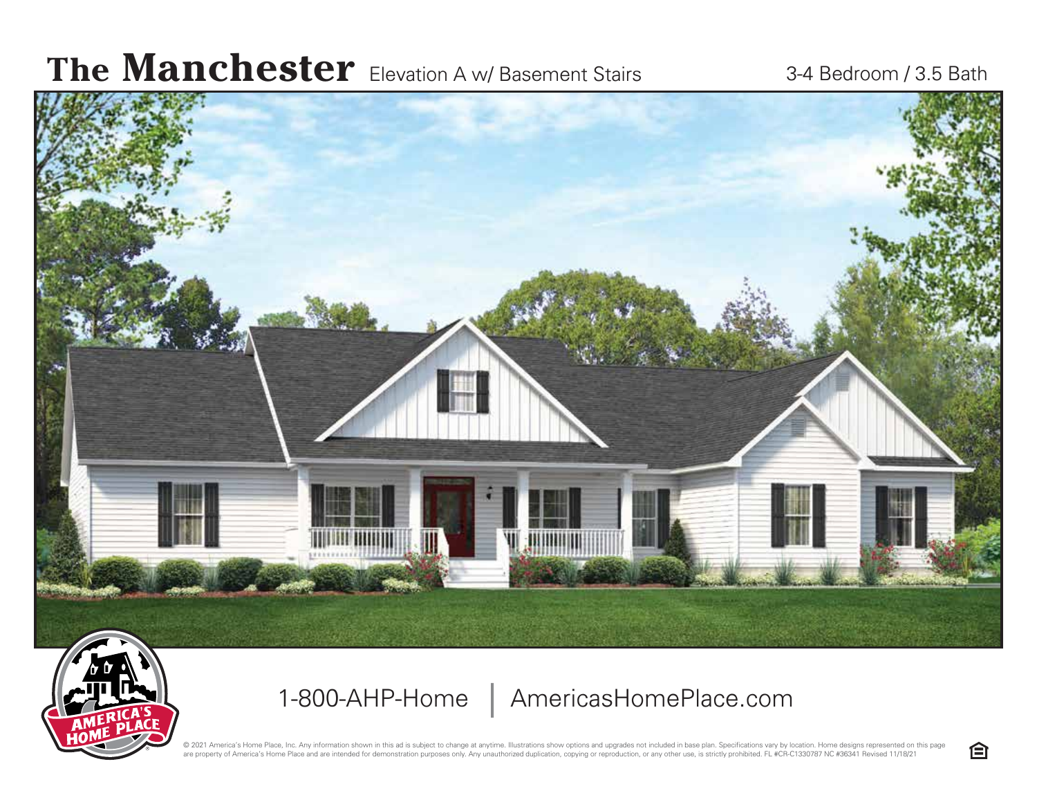# The Manchester Elevation A w/ Basement Stairs

3-4 Bedroom / 3.5 Bath

1-800-AHP-Home | AmericasHomePlace.com

© 2021 America's Home Place, Inc. Any information shown in this ad is subject to change at anytime. Illustrations show options and upgrades not included in base plan. Specifications vary by location. Home designs represented on this page are property of America's Home Place and are intended for demonstration purposes only. Any unauthorized duplication, copying or reproduction, or any other use, is strictly prohibited. FL #CR-C1330787 NC #36341 Revised 11/18/21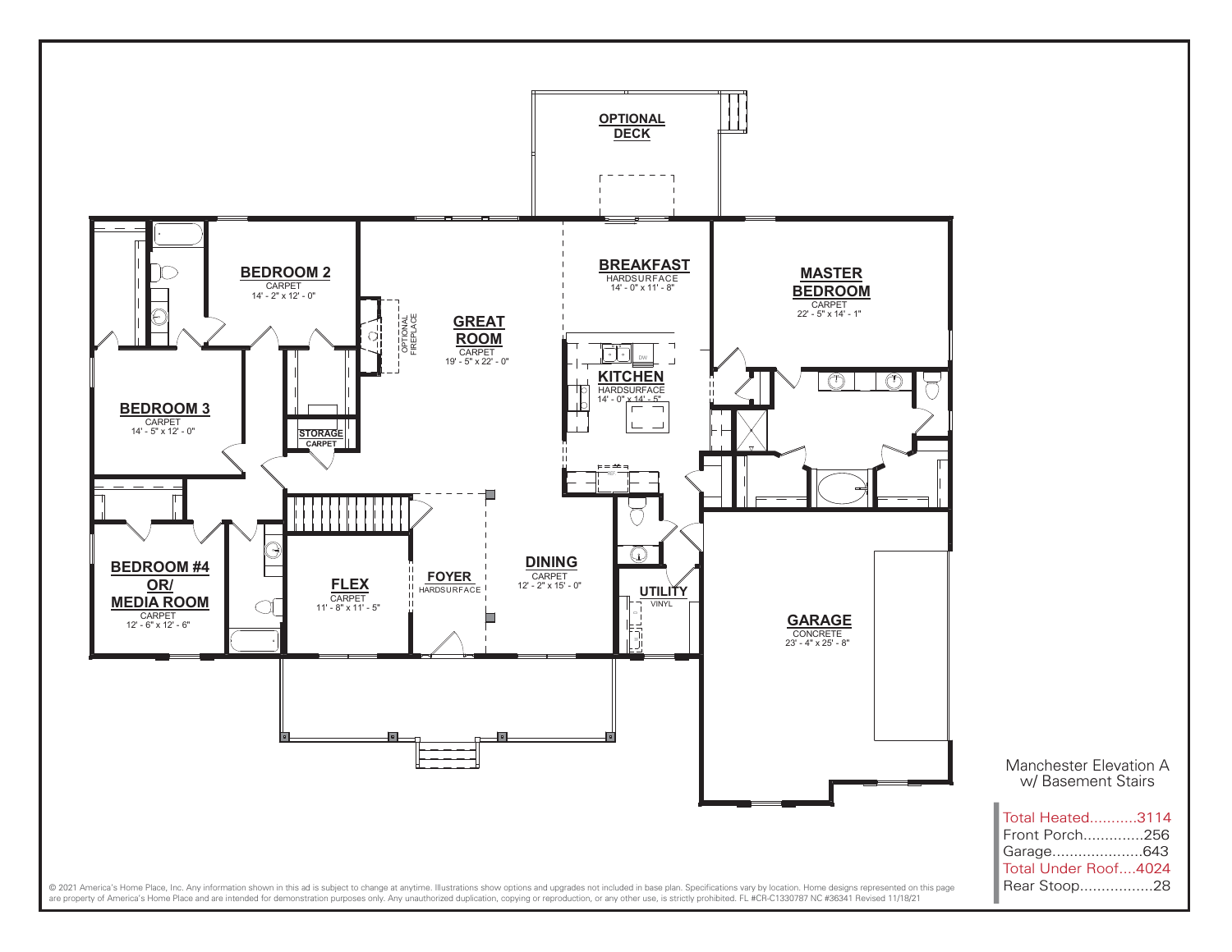OPTIONAL DECK

BREAKFAST
HARDSURFACE
14' - 0" x 11' - 8"

MASTER BEDROOM
CARPET
22' - 5" x 14' - 1"

BEDROOM 2
CARPET
14' - 2" x 12' - 0"

GREAT ROOM
CARPET
19' - 5" x 22' - 0"

OPTIONAL FIREPLACE

KITCHEN
HARDSURFACE
14' - 0" x 14' - 5"

DW

BEDROOM 3
CARPET
14' - 5" x 12' - 0"

STORAGE
CARPET

BEDROOM #4 OR/ MEDIA ROOM
CARPET
12' - 6" x 12' - 6"

FLEX
CARPET
11' - 8" x 11' - 5"

FOYER
HARDSURFACE

DINING
CARPET
12' - 2" x 15' - 0"

UTILITY
VINYL

GARAGE
CONCRETE
23' - 4" x 25' - 8"

Manchester Elevation A
w/ Basement Stairs

Total Heated...........3114
Front Porch..............256
Garage.....................643
Total Under Roof....4024
Rear Stoop.................28

© 2021 America's Home Place, Inc. Any information shown in this ad is subject to change at anytime. Illustrations show options and upgrades not included in base plan. Specifications vary by location. Home designs represented on this page are property of America's Home Place and are intended for demonstration purposes only. Any unauthorized duplication, copying or reproduction, or any other use, is strictly prohibited. FL #CR-C1330787 NC #36341 Revised 11/18/21